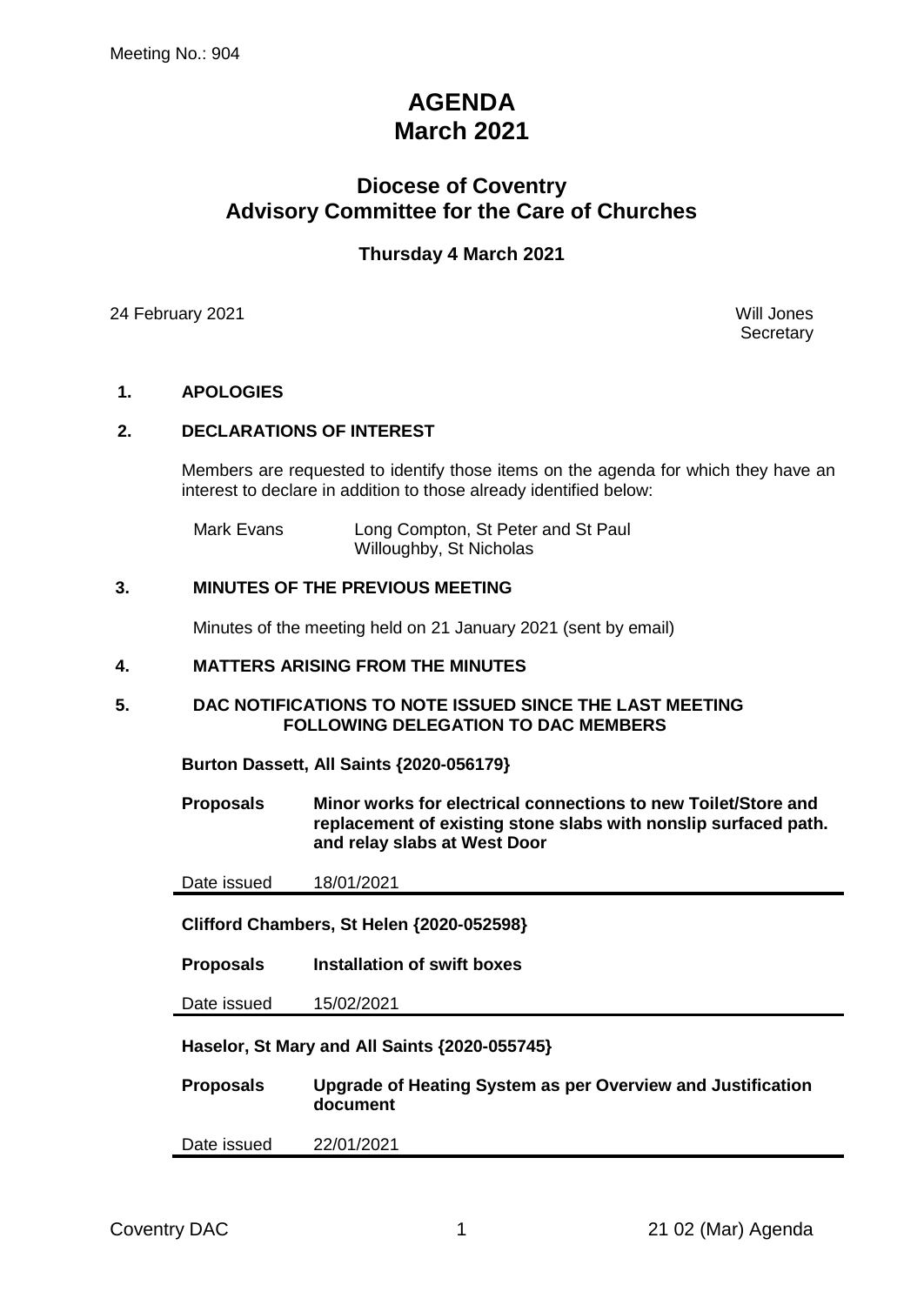Meeting No.: 904

# AGENDA
# March 2021

## Diocese of Coventry
## Advisory Committee for the Care of Churches

### Thursday 4 March 2021

24 February 2021

Will Jones
Secretary

**1. APOLOGIES**

**2. DECLARATIONS OF INTEREST**

Members are requested to identify those items on the agenda for which they have an interest to declare in addition to those already identified below:

| | |
|---|---|
| Mark Evans | Long Compton, St Peter and St Paul<br>Willoughby, St Nicholas |

**3. MINUTES OF THE PREVIOUS MEETING**

Minutes of the meeting held on 21 January 2021 (sent by email)

**4. MATTERS ARISING FROM THE MINUTES**

**5. DAC NOTIFICATIONS TO NOTE ISSUED SINCE THE LAST MEETING FOLLOWING DELEGATION TO DAC MEMBERS**

**Burton Dassett, All Saints {2020-056179}**

| | |
|---|---|
| **Proposals** | **Minor works for electrical connections to new Toilet/Store and replacement of existing stone slabs with nonslip surfaced path. and relay slabs at West Door** |
| Date issued | 18/01/2021 |

**Clifford Chambers, St Helen {2020-052598}**

| | |
|---|---|
| **Proposals** | **Installation of swift boxes** |
| Date issued | 15/02/2021 |

**Haselor, St Mary and All Saints {2020-055745}**

| | |
|---|---|
| **Proposals** | **Upgrade of Heating System as per Overview and Justification document** |
| Date issued | 22/01/2021 |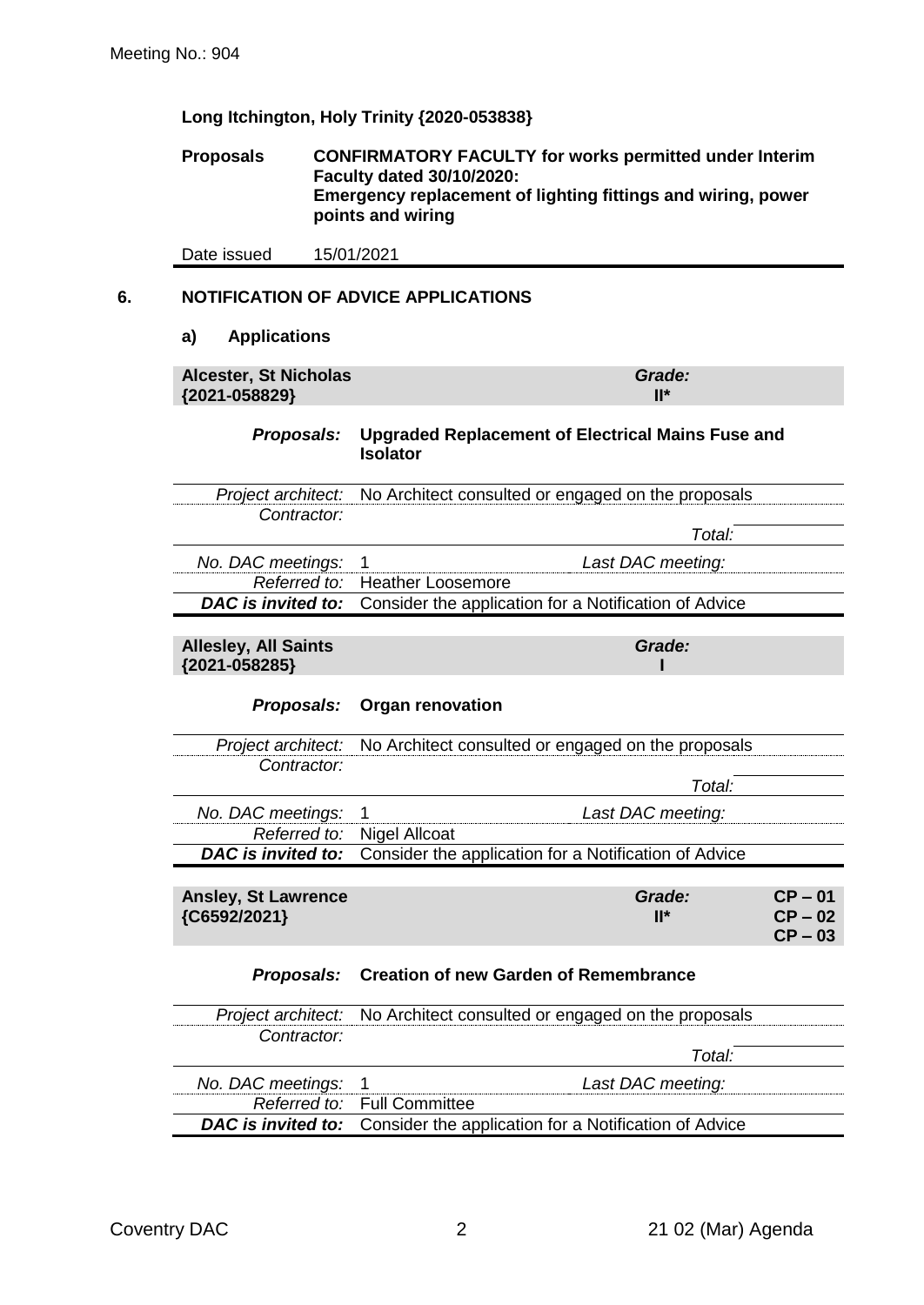Meeting No.: 904

**Long Itchington, Holy Trinity {2020-053838}**

| | |
|---|---|
| **Proposals** | **CONFIRMATORY FACULTY for works permitted under Interim Faculty dated 30/10/2020: Emergency replacement of lighting fittings and wiring, power points and wiring** |
| Date issued | 15/01/2021 |

## 6. NOTIFICATION OF ADVICE APPLICATIONS

### a) Applications

**Alcester, St Nicholas {2021-058829}** — *Grade:* **II***

| | | | |
|---|---|---|---|
| ***Proposals:*** | **Upgraded Replacement of Electrical Mains Fuse and Isolator** | | |
| *Project architect:* | No Architect consulted or engaged on the proposals | | |
| *Contractor:* | | | |
| | | *Total:* | |
| *No. DAC meetings:* | 1 | *Last DAC meeting:* | |
| *Referred to:* | Heather Loosemore | | |
| ***DAC is invited to:*** | Consider the application for a Notification of Advice | | |

**Allesley, All Saints {2021-058285}** — *Grade:* **I**

| | | | |
|---|---|---|---|
| ***Proposals:*** | **Organ renovation** | | |
| *Project architect:* | No Architect consulted or engaged on the proposals | | |
| *Contractor:* | | | |
| | | *Total:* | |
| *No. DAC meetings:* | 1 | *Last DAC meeting:* | |
| *Referred to:* | Nigel Allcoat | | |
| ***DAC is invited to:*** | Consider the application for a Notification of Advice | | |

**Ansley, St Lawrence {C6592/2021}** — *Grade:* **II*** — **CP – 01, CP – 02, CP – 03**

| | | | |
|---|---|---|---|
| ***Proposals:*** | **Creation of new Garden of Remembrance** | | |
| *Project architect:* | No Architect consulted or engaged on the proposals | | |
| *Contractor:* | | | |
| | | *Total:* | |
| *No. DAC meetings:* | 1 | *Last DAC meeting:* | |
| *Referred to:* | Full Committee | | |
| ***DAC is invited to:*** | Consider the application for a Notification of Advice | | |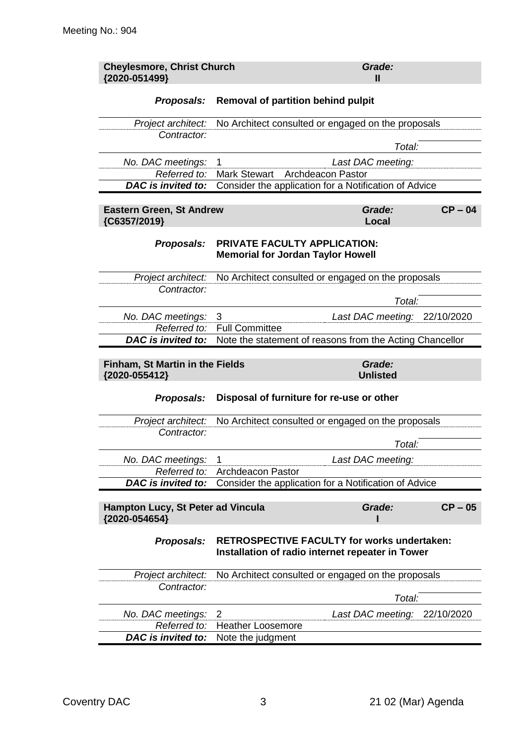Meeting No.: 904

| **Cheylesmore, Christ Church {2020-051499}** | | ***Grade:*** **II** | |
|---|---|---|---|
| ***Proposals:*** | **Removal of partition behind pulpit** | | |
| *Project architect:* | No Architect consulted or engaged on the proposals | | |
| *Contractor:* | | | |
| | | *Total:* | |
| *No. DAC meetings:* | 1 | *Last DAC meeting:* | |
| *Referred to:* | Mark Stewart Archdeacon Pastor | | |
| ***DAC is invited to:*** | Consider the application for a Notification of Advice | | |

| **Eastern Green, St Andrew {C6357/2019}** | | ***Grade:*** **Local** | **CP – 04** |
|---|---|---|---|
| ***Proposals:*** | **PRIVATE FACULTY APPLICATION: Memorial for Jordan Taylor Howell** | | |
| *Project architect:* | No Architect consulted or engaged on the proposals | | |
| *Contractor:* | | | |
| | | *Total:* | |
| *No. DAC meetings:* | 3 | *Last DAC meeting:* | 22/10/2020 |
| *Referred to:* | Full Committee | | |
| ***DAC is invited to:*** | Note the statement of reasons from the Acting Chancellor | | |

| **Finham, St Martin in the Fields {2020-055412}** | | ***Grade:*** **Unlisted** | |
|---|---|---|---|
| ***Proposals:*** | **Disposal of furniture for re-use or other** | | |
| *Project architect:* | No Architect consulted or engaged on the proposals | | |
| *Contractor:* | | | |
| | | *Total:* | |
| *No. DAC meetings:* | 1 | *Last DAC meeting:* | |
| *Referred to:* | Archdeacon Pastor | | |
| ***DAC is invited to:*** | Consider the application for a Notification of Advice | | |

| **Hampton Lucy, St Peter ad Vincula {2020-054654}** | | ***Grade:*** **I** | **CP – 05** |
|---|---|---|---|
| ***Proposals:*** | **RETROSPECTIVE FACULTY for works undertaken: Installation of radio internet repeater in Tower** | | |
| *Project architect:* | No Architect consulted or engaged on the proposals | | |
| *Contractor:* | | | |
| | | *Total:* | |
| *No. DAC meetings:* | 2 | *Last DAC meeting:* | 22/10/2020 |
| *Referred to:* | Heather Loosemore | | |
| ***DAC is invited to:*** | Note the judgment | | |

Coventry DAC 21 02 (Mar) Agenda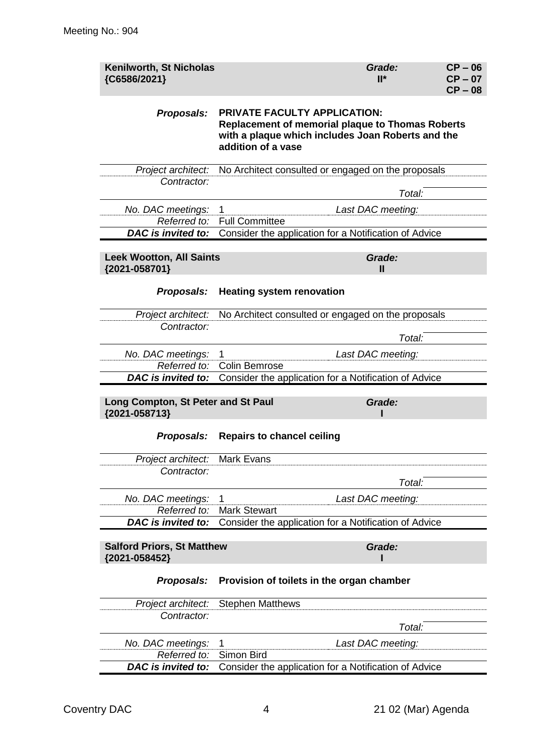Meeting No.: 904

| **Kenilworth, St Nicholas {C6586/2021}** | ***Grade:* II*** | **CP – 06 CP – 07 CP – 08** |
|---|---|---|

| | |
|---|---|
| ***Proposals:*** | **PRIVATE FACULTY APPLICATION: Replacement of memorial plaque to Thomas Roberts with a plaque which includes Joan Roberts and the addition of a vase** |
| *Project architect:* | No Architect consulted or engaged on the proposals |
| *Contractor:* | |
| | *Total:* |
| *No. DAC meetings:* | 1 — *Last DAC meeting:* |
| *Referred to:* | Full Committee |
| ***DAC is invited to:*** | Consider the application for a Notification of Advice |

| **Leek Wootton, All Saints {2021-058701}** | ***Grade:* II** |
|---|---|

| | |
|---|---|
| ***Proposals:*** | **Heating system renovation** |
| *Project architect:* | No Architect consulted or engaged on the proposals |
| *Contractor:* | |
| | *Total:* |
| *No. DAC meetings:* | 1 — *Last DAC meeting:* |
| *Referred to:* | Colin Bemrose |
| ***DAC is invited to:*** | Consider the application for a Notification of Advice |

| **Long Compton, St Peter and St Paul {2021-058713}** | ***Grade:* I** |
|---|---|

| | |
|---|---|
| ***Proposals:*** | **Repairs to chancel ceiling** |
| *Project architect:* | Mark Evans |
| *Contractor:* | |
| | *Total:* |
| *No. DAC meetings:* | 1 — *Last DAC meeting:* |
| *Referred to:* | Mark Stewart |
| ***DAC is invited to:*** | Consider the application for a Notification of Advice |

| **Salford Priors, St Matthew {2021-058452}** | ***Grade:* I** |
|---|---|

| | |
|---|---|
| ***Proposals:*** | **Provision of toilets in the organ chamber** |
| *Project architect:* | Stephen Matthews |
| *Contractor:* | |
| | *Total:* |
| *No. DAC meetings:* | 1 — *Last DAC meeting:* |
| *Referred to:* | Simon Bird |
| ***DAC is invited to:*** | Consider the application for a Notification of Advice |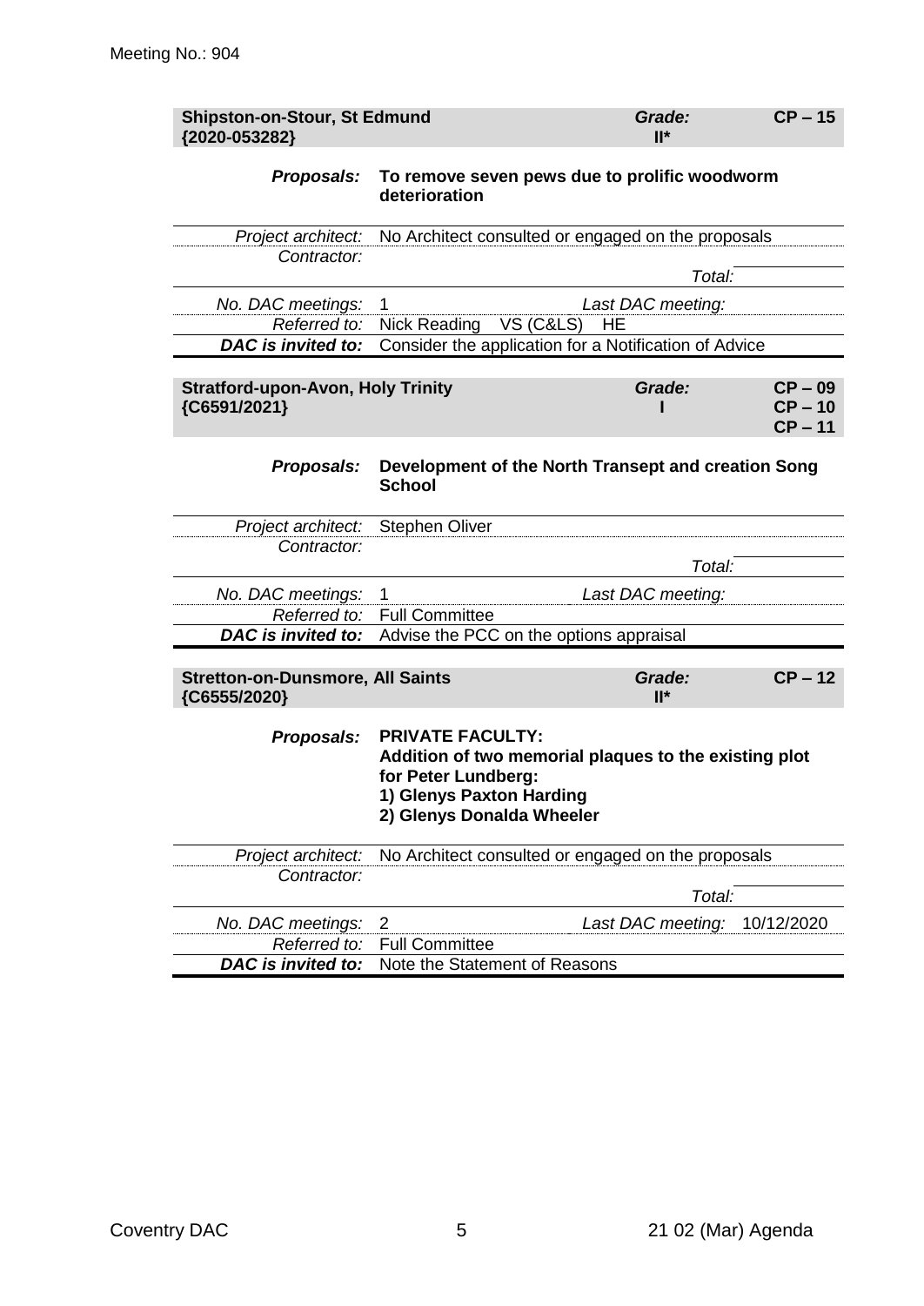Meeting No.: 904

| **Shipston-on-Stour, St Edmund {2020-053282}** | | **Grade: II*** | **CP – 15** |
|---|---|---|---|
| ***Proposals:*** | **To remove seven pews due to prolific woodworm deterioration** | | |
| *Project architect:* | No Architect consulted or engaged on the proposals | | |
| *Contractor:* | | *Total:* | |
| *No. DAC meetings:* | 1 | *Last DAC meeting:* | |
| *Referred to:* | Nick Reading VS (C&LS) HE | | |
| ***DAC is invited to:*** | Consider the application for a Notification of Advice | | |

| **Stratford-upon-Avon, Holy Trinity {C6591/2021}** | | **Grade: I** | **CP – 09 CP – 10 CP – 11** |
|---|---|---|---|
| ***Proposals:*** | **Development of the North Transept and creation Song School** | | |
| *Project architect:* | Stephen Oliver | | |
| *Contractor:* | | *Total:* | |
| *No. DAC meetings:* | 1 | *Last DAC meeting:* | |
| *Referred to:* | Full Committee | | |
| ***DAC is invited to:*** | Advise the PCC on the options appraisal | | |

| **Stretton-on-Dunsmore, All Saints {C6555/2020}** | | **Grade: II*** | **CP – 12** |
|---|---|---|---|
| ***Proposals:*** | **PRIVATE FACULTY: Addition of two memorial plaques to the existing plot for Peter Lundberg: 1) Glenys Paxton Harding 2) Glenys Donalda Wheeler** | | |
| *Project architect:* | No Architect consulted or engaged on the proposals | | |
| *Contractor:* | | *Total:* | |
| *No. DAC meetings:* | 2 | *Last DAC meeting:* | 10/12/2020 |
| *Referred to:* | Full Committee | | |
| ***DAC is invited to:*** | Note the Statement of Reasons | | |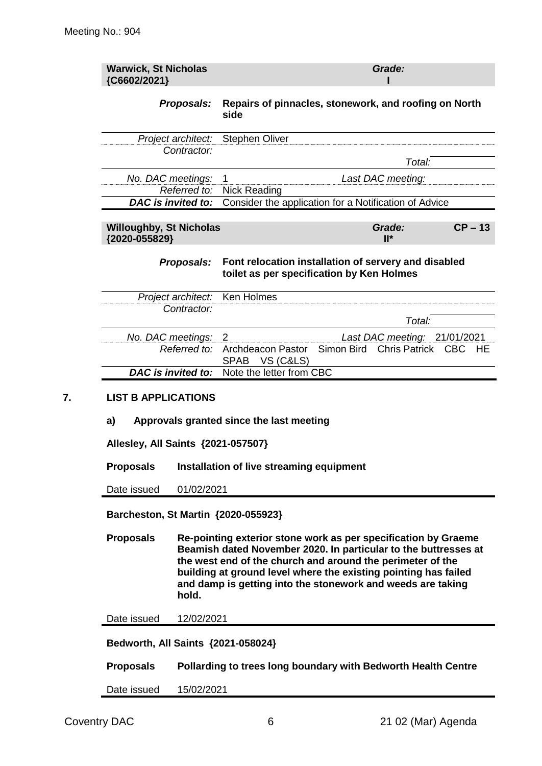| **Warwick, St Nicholas {C6602/2021}** | | ***Grade:*** **I** | |
|---|---|---|---|
| ***Proposals:*** | **Repairs of pinnacles, stonework, and roofing on North side** | | |
| *Project architect:* | Stephen Oliver | | |
| *Contractor:* | | | |
| | | *Total:* | |
| *No. DAC meetings:* | 1 | *Last DAC meeting:* | |
| *Referred to:* | Nick Reading | | |
| ***DAC is invited to:*** | Consider the application for a Notification of Advice | | |

| **Willoughby, St Nicholas {2020-055829}** | | ***Grade:*** **II*** | **CP – 13** |
|---|---|---|---|
| ***Proposals:*** | **Font relocation installation of servery and disabled toilet as per specification by Ken Holmes** | | |
| *Project architect:* | Ken Holmes | | |
| *Contractor:* | | | |
| | | *Total:* | |
| *No. DAC meetings:* | 2 | *Last DAC meeting:* | 21/01/2021 |
| *Referred to:* | Archdeacon Pastor Simon Bird Chris Patrick CBC HE SPAB VS (C&LS) | | |
| ***DAC is invited to:*** | Note the letter from CBC | | |

## 7. LIST B APPLICATIONS

### a) Approvals granted since the last meeting

**Allesley, All Saints {2021-057507}**

| | |
|---|---|
| **Proposals** | **Installation of live streaming equipment** |
| Date issued | 01/02/2021 |

**Barcheston, St Martin {2020-055923}**

| | |
|---|---|
| **Proposals** | **Re-pointing exterior stone work as per specification by Graeme Beamish dated November 2020. In particular to the buttresses at the west end of the church and around the perimeter of the building at ground level where the existing pointing has failed and damp is getting into the stonework and weeds are taking hold.** |
| Date issued | 12/02/2021 |

**Bedworth, All Saints {2021-058024}**

| | |
|---|---|
| **Proposals** | **Pollarding to trees long boundary with Bedworth Health Centre** |
| Date issued | 15/02/2021 |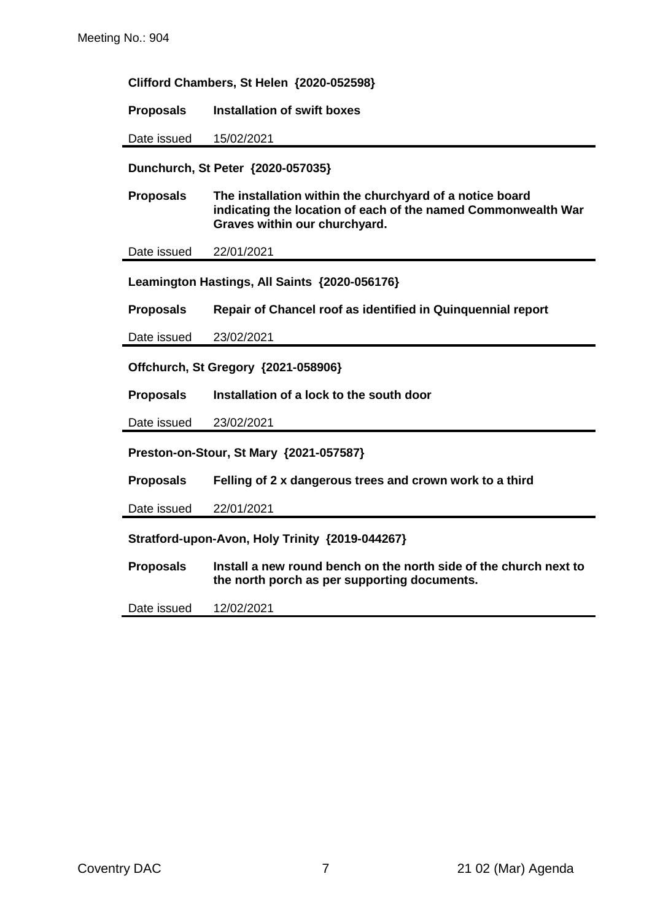**Clifford Chambers, St Helen {2020-052598}**

**Proposals** **Installation of swift boxes**

Date issued 15/02/2021

---

**Dunchurch, St Peter {2020-057035}**

**Proposals** **The installation within the churchyard of a notice board indicating the location of each of the named Commonwealth War Graves within our churchyard.**

Date issued 22/01/2021

---

**Leamington Hastings, All Saints {2020-056176}**

**Proposals** **Repair of Chancel roof as identified in Quinquennial report**

Date issued 23/02/2021

---

**Offchurch, St Gregory {2021-058906}**

**Proposals** **Installation of a lock to the south door**

Date issued 23/02/2021

---

**Preston-on-Stour, St Mary {2021-057587}**

**Proposals** **Felling of 2 x dangerous trees and crown work to a third**

Date issued 22/01/2021

---

**Stratford-upon-Avon, Holy Trinity {2019-044267}**

**Proposals** **Install a new round bench on the north side of the church next to the north porch as per supporting documents.**

Date issued 12/02/2021

---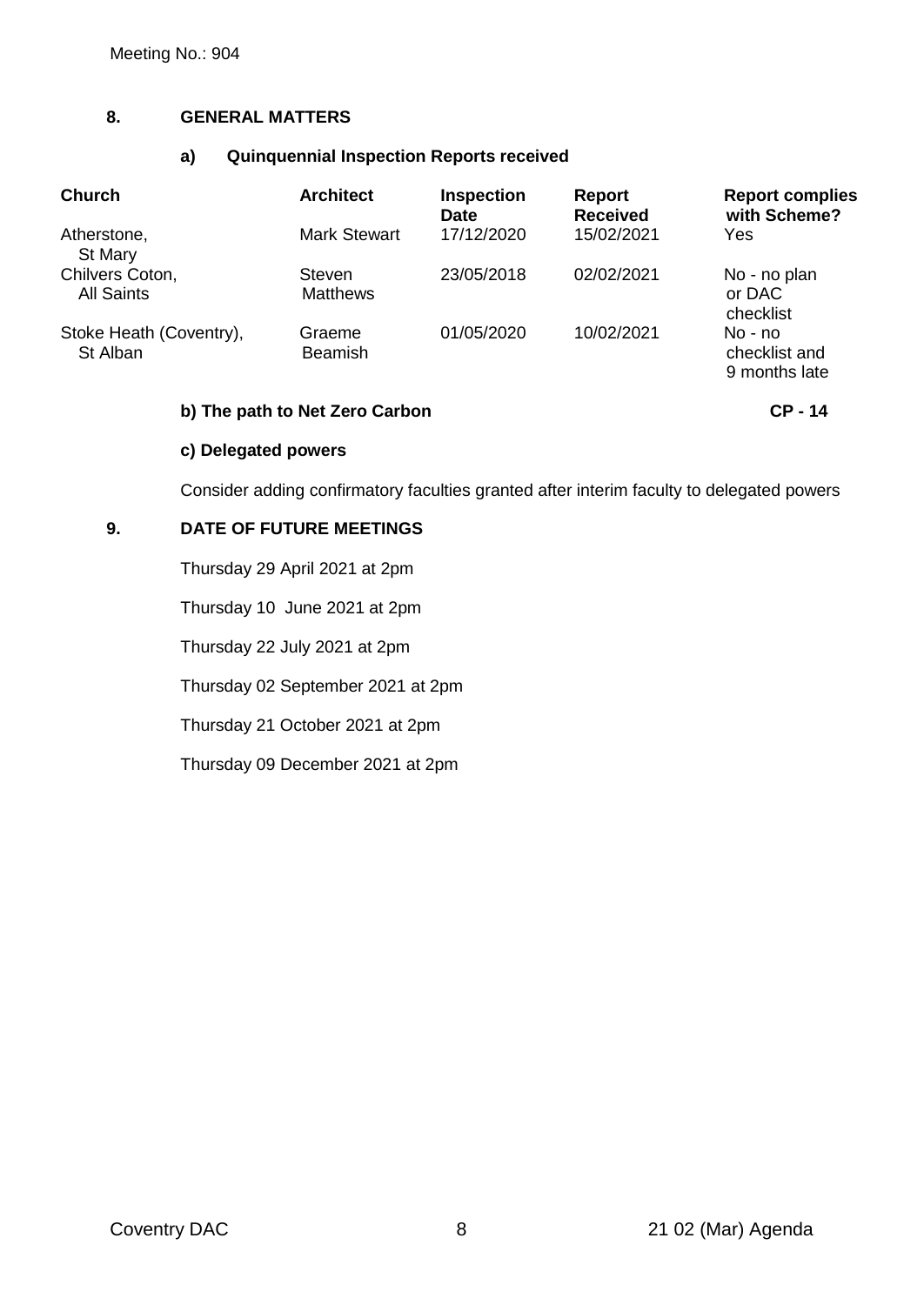Meeting No.: 904

## 8. GENERAL MATTERS

### a) Quinquennial Inspection Reports received

| Church | Architect | Inspection Date | Report Received | Report complies with Scheme? |
|---|---|---|---|---|
| Atherstone, St Mary | Mark Stewart | 17/12/2020 | 15/02/2021 | Yes |
| Chilvers Coton, All Saints | Steven Matthews | 23/05/2018 | 02/02/2021 | No - no plan or DAC checklist |
| Stoke Heath (Coventry), St Alban | Graeme Beamish | 01/05/2020 | 10/02/2021 | No - no checklist and 9 months late |

### b) The path to Net Zero Carbon **CP - 14**

### c) Delegated powers

Consider adding confirmatory faculties granted after interim faculty to delegated powers

## 9. DATE OF FUTURE MEETINGS

Thursday 29 April 2021 at 2pm

Thursday 10 June 2021 at 2pm

Thursday 22 July 2021 at 2pm

Thursday 02 September 2021 at 2pm

Thursday 21 October 2021 at 2pm

Thursday 09 December 2021 at 2pm